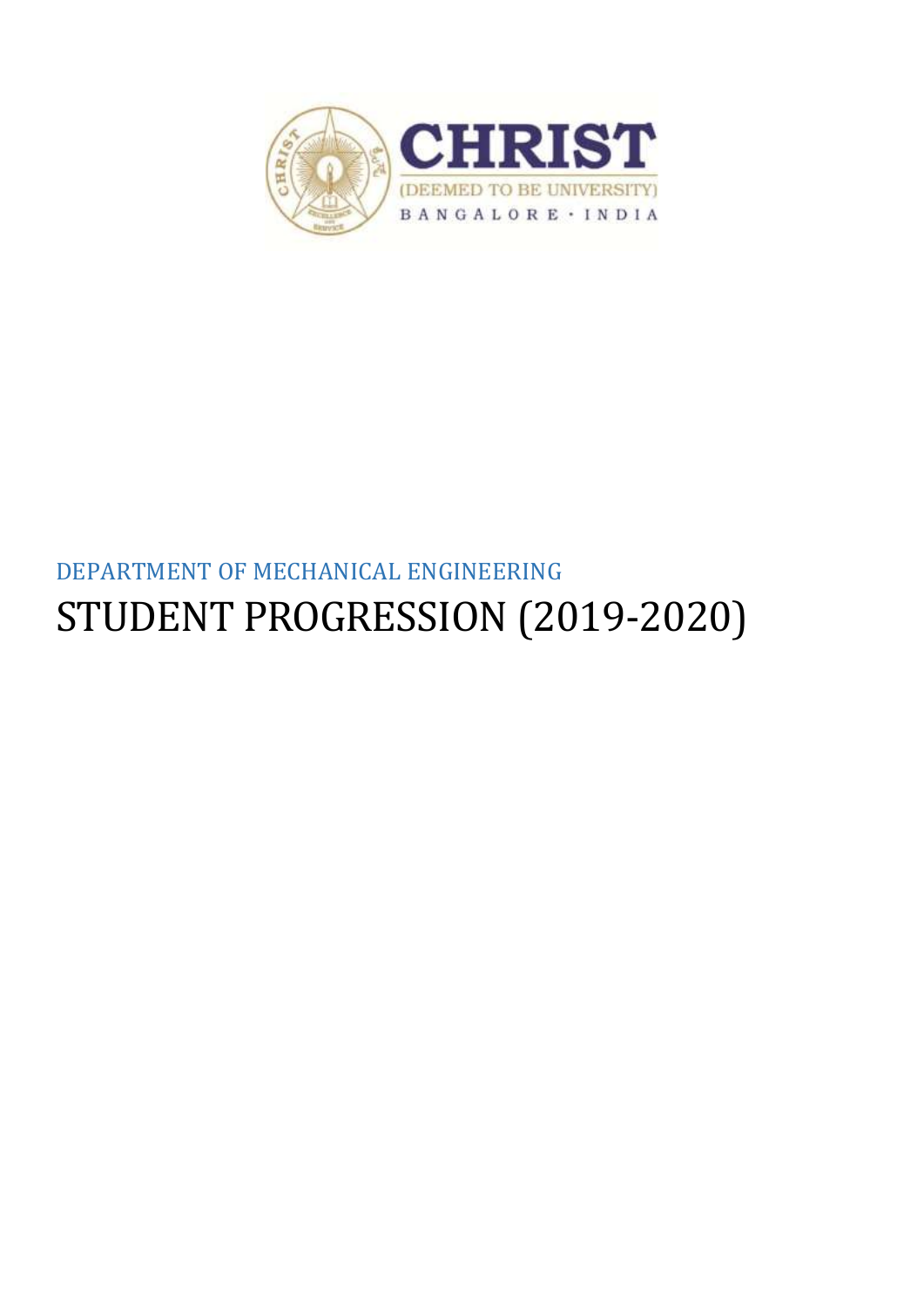CHRIST

(DEEMED TO BE UNIVERSITY)

BANGALORE · INDIA

DEPARTMENT OF MECHANICAL ENGINEERING

# STUDENT PROGRESSION (2019-2020)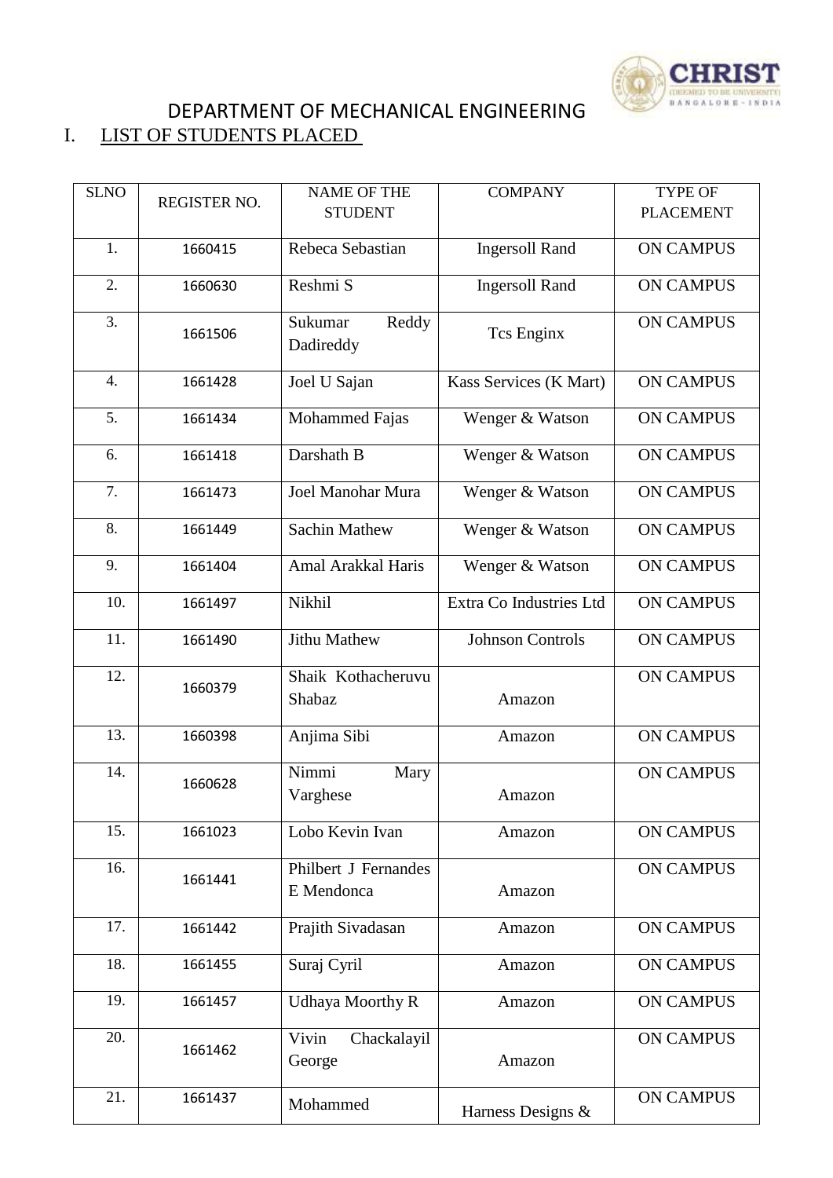# DEPARTMENT OF MECHANICAL ENGINEERING

## I. LIST OF STUDENTS PLACED

| SLNO | REGISTER NO. | NAME OF THE STUDENT | COMPANY | TYPE OF PLACEMENT |
|---|---|---|---|---|
| 1. | 1660415 | Rebeca Sebastian | Ingersoll Rand | ON CAMPUS |
| 2. | 1660630 | Reshmi S | Ingersoll Rand | ON CAMPUS |
| 3. | 1661506 | Sukumar Reddy Dadireddy | Tcs Enginx | ON CAMPUS |
| 4. | 1661428 | Joel U Sajan | Kass Services (K Mart) | ON CAMPUS |
| 5. | 1661434 | Mohammed Fajas | Wenger & Watson | ON CAMPUS |
| 6. | 1661418 | Darshath B | Wenger & Watson | ON CAMPUS |
| 7. | 1661473 | Joel Manohar Mura | Wenger & Watson | ON CAMPUS |
| 8. | 1661449 | Sachin Mathew | Wenger & Watson | ON CAMPUS |
| 9. | 1661404 | Amal Arakkal Haris | Wenger & Watson | ON CAMPUS |
| 10. | 1661497 | Nikhil | Extra Co Industries Ltd | ON CAMPUS |
| 11. | 1661490 | Jithu Mathew | Johnson Controls | ON CAMPUS |
| 12. | 1660379 | Shaik Kothacheruvu Shabaz | Amazon | ON CAMPUS |
| 13. | 1660398 | Anjima Sibi | Amazon | ON CAMPUS |
| 14. | 1660628 | Nimmi Mary Varghese | Amazon | ON CAMPUS |
| 15. | 1661023 | Lobo Kevin Ivan | Amazon | ON CAMPUS |
| 16. | 1661441 | Philbert J Fernandes E Mendonca | Amazon | ON CAMPUS |
| 17. | 1661442 | Prajith Sivadasan | Amazon | ON CAMPUS |
| 18. | 1661455 | Suraj Cyril | Amazon | ON CAMPUS |
| 19. | 1661457 | Udhaya Moorthy R | Amazon | ON CAMPUS |
| 20. | 1661462 | Vivin Chackalayil George | Amazon | ON CAMPUS |
| 21. | 1661437 | Mohammed | Harness Designs & | ON CAMPUS |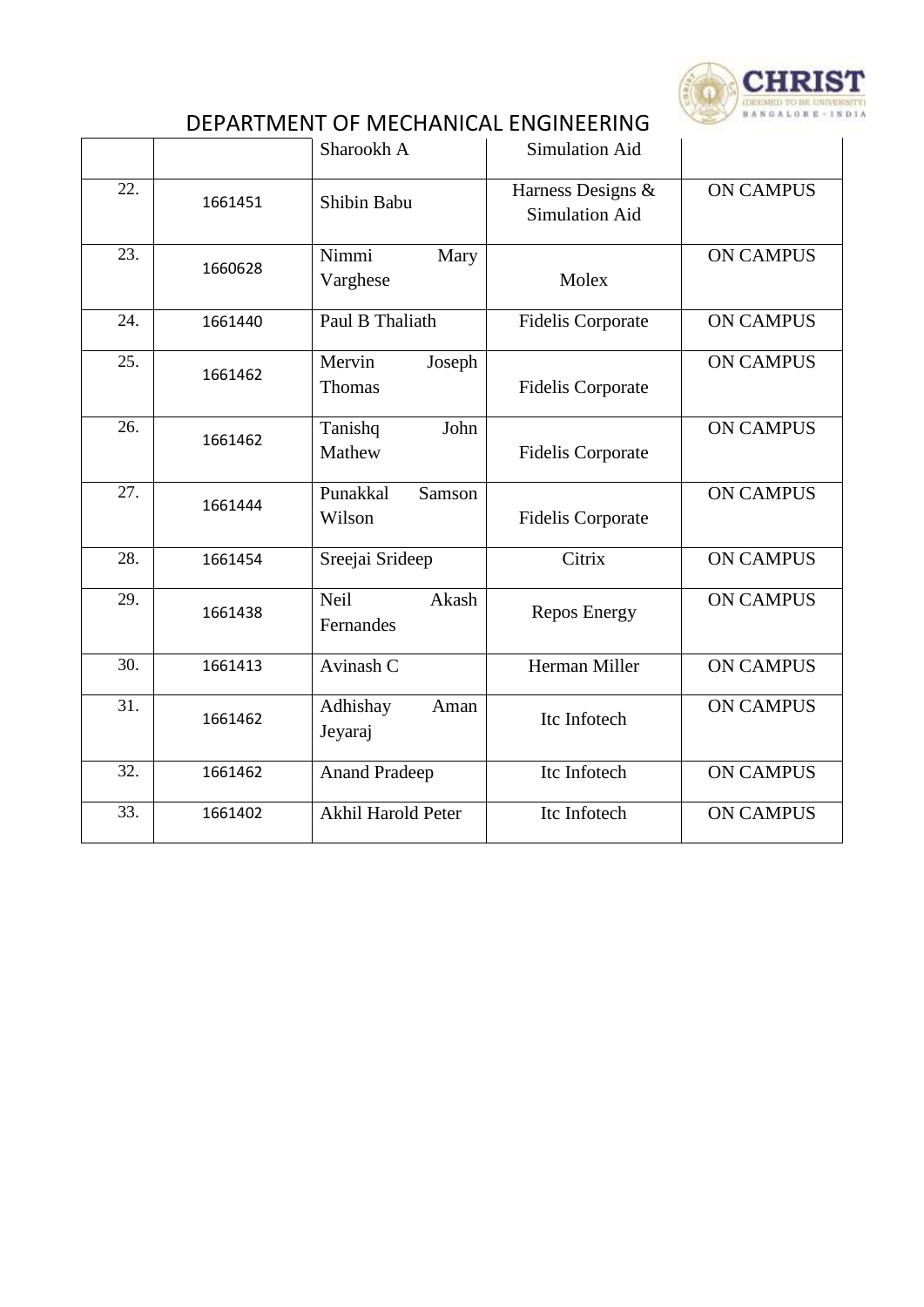## DEPARTMENT OF MECHANICAL ENGINEERING

| | | | | |
|---|---|---|---|---|
| | | Sharookh A | Simulation Aid | |
| 22. | 1661451 | Shibin Babu | Harness Designs & Simulation Aid | ON CAMPUS |
| 23. | 1660628 | Nimmi Mary Varghese | Molex | ON CAMPUS |
| 24. | 1661440 | Paul B Thaliath | Fidelis Corporate | ON CAMPUS |
| 25. | 1661462 | Mervin Joseph Thomas | Fidelis Corporate | ON CAMPUS |
| 26. | 1661462 | Tanishq John Mathew | Fidelis Corporate | ON CAMPUS |
| 27. | 1661444 | Punakkal Samson Wilson | Fidelis Corporate | ON CAMPUS |
| 28. | 1661454 | Sreejai Srideep | Citrix | ON CAMPUS |
| 29. | 1661438 | Neil Akash Fernandes | Repos Energy | ON CAMPUS |
| 30. | 1661413 | Avinash C | Herman Miller | ON CAMPUS |
| 31. | 1661462 | Adhishay Aman Jeyaraj | Itc Infotech | ON CAMPUS |
| 32. | 1661462 | Anand Pradeep | Itc Infotech | ON CAMPUS |
| 33. | 1661402 | Akhil Harold Peter | Itc Infotech | ON CAMPUS |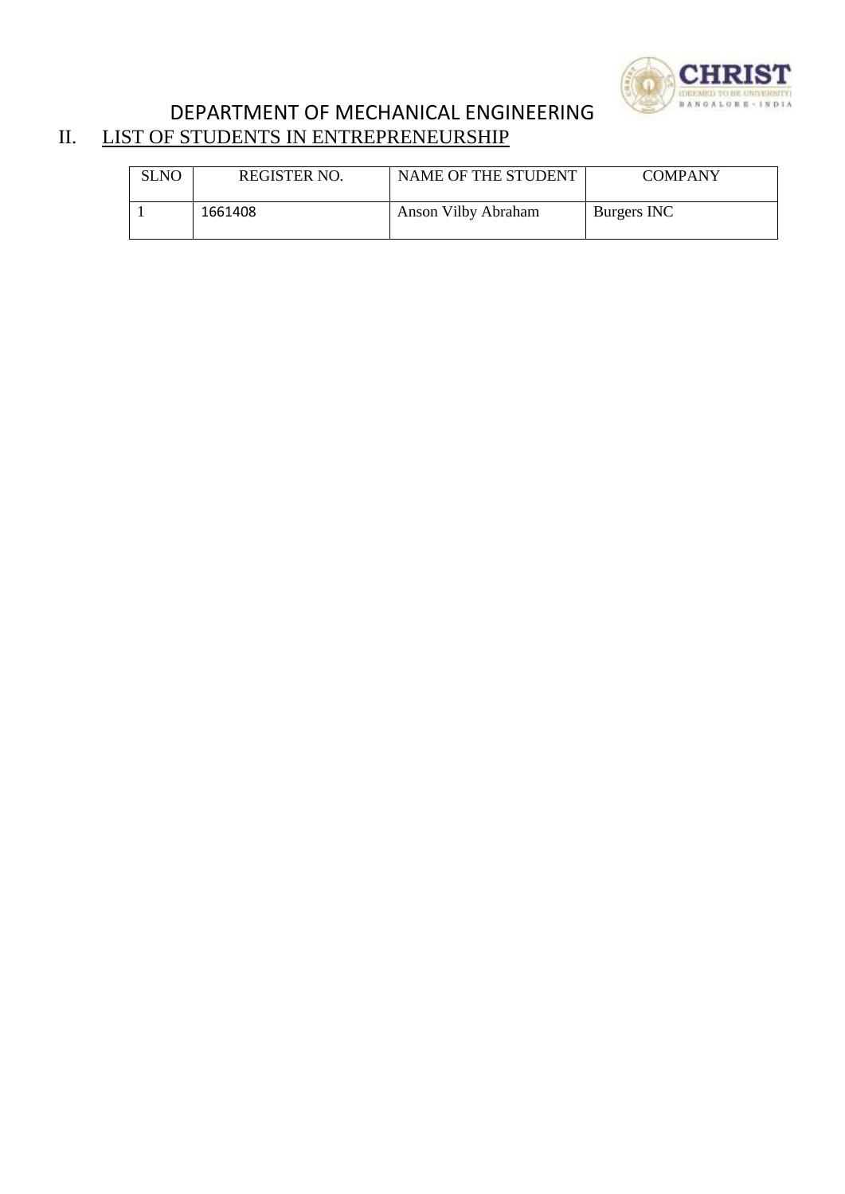# DEPARTMENT OF MECHANICAL ENGINEERING

## II. LIST OF STUDENTS IN ENTREPRENEURSHIP

| SLNO | REGISTER NO. | NAME OF THE STUDENT | COMPANY |
|---|---|---|---|
| 1 | 1661408 | Anson Vilby Abraham | Burgers INC |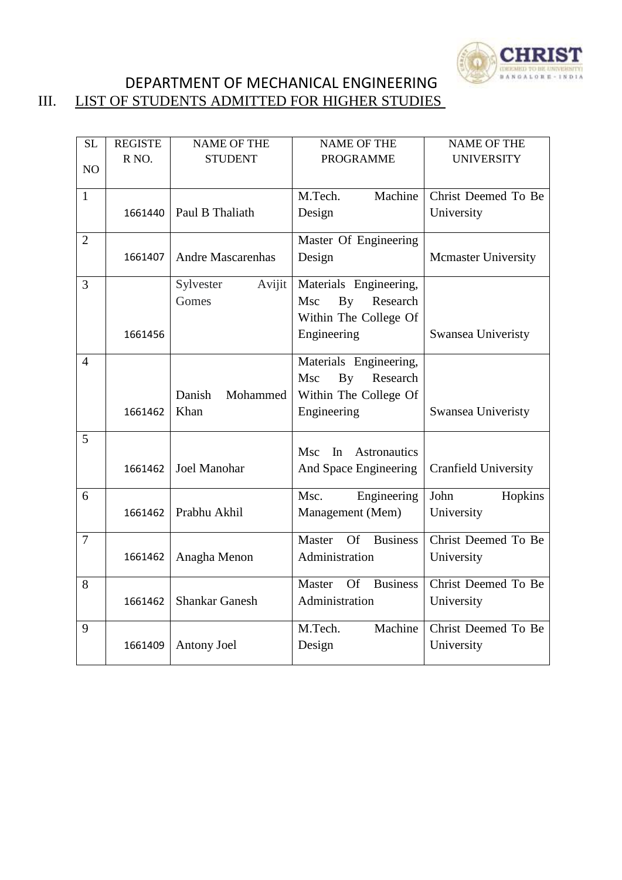# DEPARTMENT OF MECHANICAL ENGINEERING

## III. LIST OF STUDENTS ADMITTED FOR HIGHER STUDIES

| SL NO | REGISTER NO. | NAME OF THE STUDENT | NAME OF THE PROGRAMME | NAME OF THE UNIVERSITY |
|---|---|---|---|---|
| 1 | 1661440 | Paul B Thaliath | M.Tech. Machine Design | Christ Deemed To Be University |
| 2 | 1661407 | Andre Mascarenhas | Master Of Engineering Design | Mcmaster University |
| 3 | 1661456 | Sylvester Avijit Gomes | Materials Engineering, Msc By Research Within The College Of Engineering | Swansea Univeristy |
| 4 | 1661462 | Danish Mohammed Khan | Materials Engineering, Msc By Research Within The College Of Engineering | Swansea Univeristy |
| 5 | 1661462 | Joel Manohar | Msc In Astronautics And Space Engineering | Cranfield University |
| 6 | 1661462 | Prabhu Akhil | Msc. Engineering Management (Mem) | John Hopkins University |
| 7 | 1661462 | Anagha Menon | Master Of Business Administration | Christ Deemed To Be University |
| 8 | 1661462 | Shankar Ganesh | Master Of Business Administration | Christ Deemed To Be University |
| 9 | 1661409 | Antony Joel | M.Tech. Machine Design | Christ Deemed To Be University |